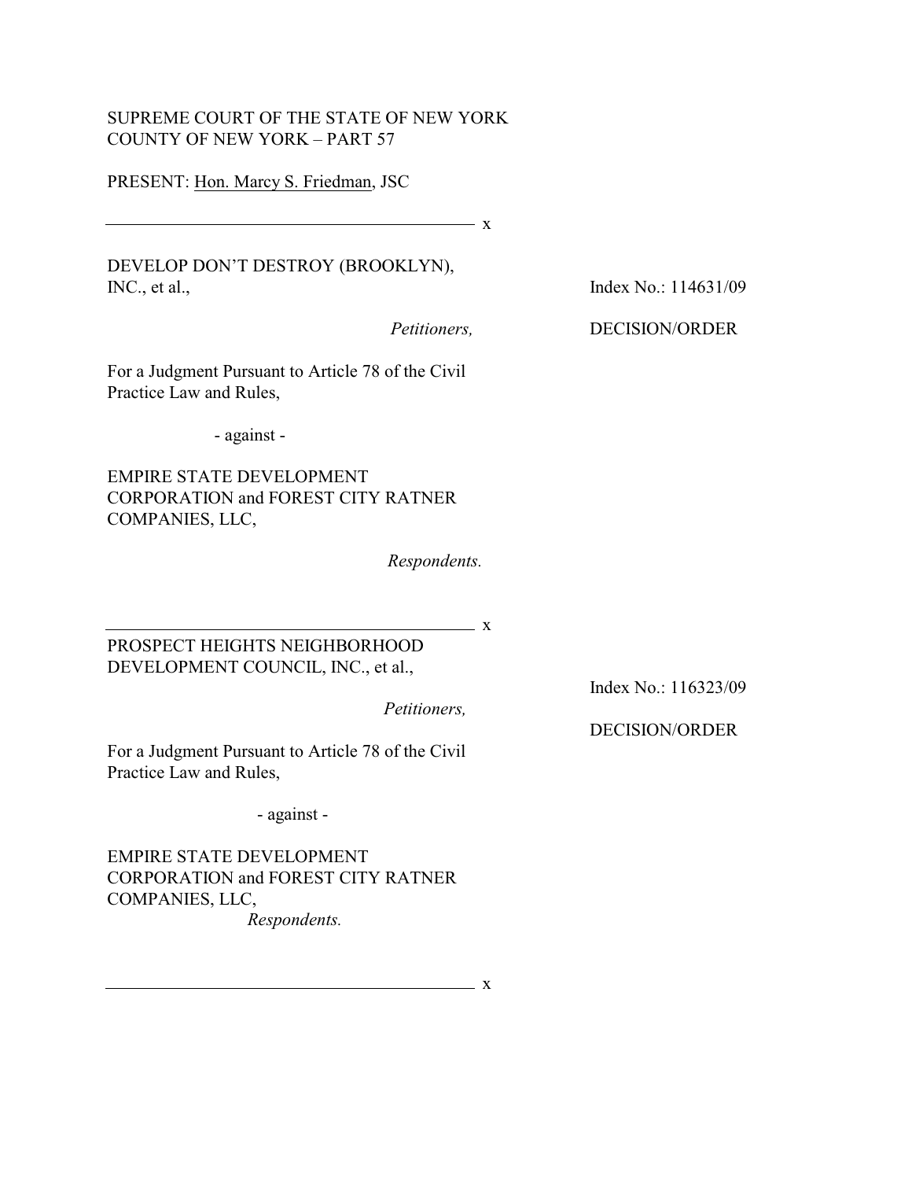SUPREME COURT OF THE STATE OF NEW YORK
COUNTY OF NEW YORK – PART 57

PRESENT: Hon. Marcy S. Friedman, JSC

---------------------------------------------------------------- x

DEVELOP DON'T DESTROY (BROOKLYN), INC., et al.,

*Petitioners,*

For a Judgment Pursuant to Article 78 of the Civil Practice Law and Rules,

- against -

EMPIRE STATE DEVELOPMENT CORPORATION and FOREST CITY RATNER COMPANIES, LLC,

*Respondents.*

Index No.: 114631/09

DECISION/ORDER

---------------------------------------------------------------- x

PROSPECT HEIGHTS NEIGHBORHOOD DEVELOPMENT COUNCIL, INC., et al.,

*Petitioners,*

For a Judgment Pursuant to Article 78 of the Civil Practice Law and Rules,

- against -

EMPIRE STATE DEVELOPMENT CORPORATION and FOREST CITY RATNER COMPANIES, LLC,

*Respondents.*

Index No.: 116323/09

DECISION/ORDER

---------------------------------------------------------------- x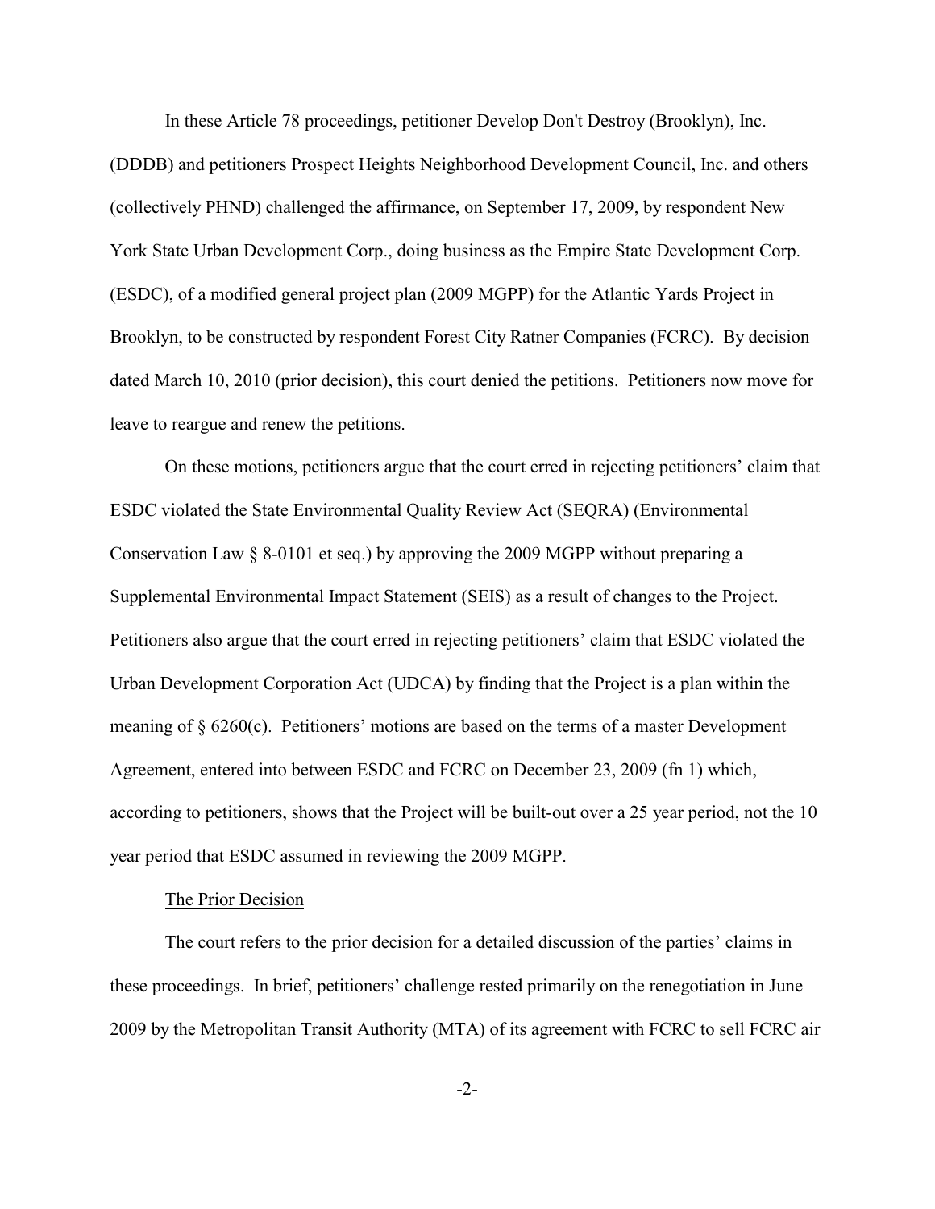In these Article 78 proceedings, petitioner Develop Don't Destroy (Brooklyn), Inc. (DDDB) and petitioners Prospect Heights Neighborhood Development Council, Inc. and others (collectively PHND) challenged the affirmance, on September 17, 2009, by respondent New York State Urban Development Corp., doing business as the Empire State Development Corp. (ESDC), of a modified general project plan (2009 MGPP) for the Atlantic Yards Project in Brooklyn, to be constructed by respondent Forest City Ratner Companies (FCRC). By decision dated March 10, 2010 (prior decision), this court denied the petitions. Petitioners now move for leave to reargue and renew the petitions.

On these motions, petitioners argue that the court erred in rejecting petitioners' claim that ESDC violated the State Environmental Quality Review Act (SEQRA) (Environmental Conservation Law § 8-0101 et seq.) by approving the 2009 MGPP without preparing a Supplemental Environmental Impact Statement (SEIS) as a result of changes to the Project. Petitioners also argue that the court erred in rejecting petitioners' claim that ESDC violated the Urban Development Corporation Act (UDCA) by finding that the Project is a plan within the meaning of § 6260(c). Petitioners' motions are based on the terms of a master Development Agreement, entered into between ESDC and FCRC on December 23, 2009 (fn 1) which, according to petitioners, shows that the Project will be built-out over a 25 year period, not the 10 year period that ESDC assumed in reviewing the 2009 MGPP.

The Prior Decision

The court refers to the prior decision for a detailed discussion of the parties' claims in these proceedings. In brief, petitioners' challenge rested primarily on the renegotiation in June 2009 by the Metropolitan Transit Authority (MTA) of its agreement with FCRC to sell FCRC air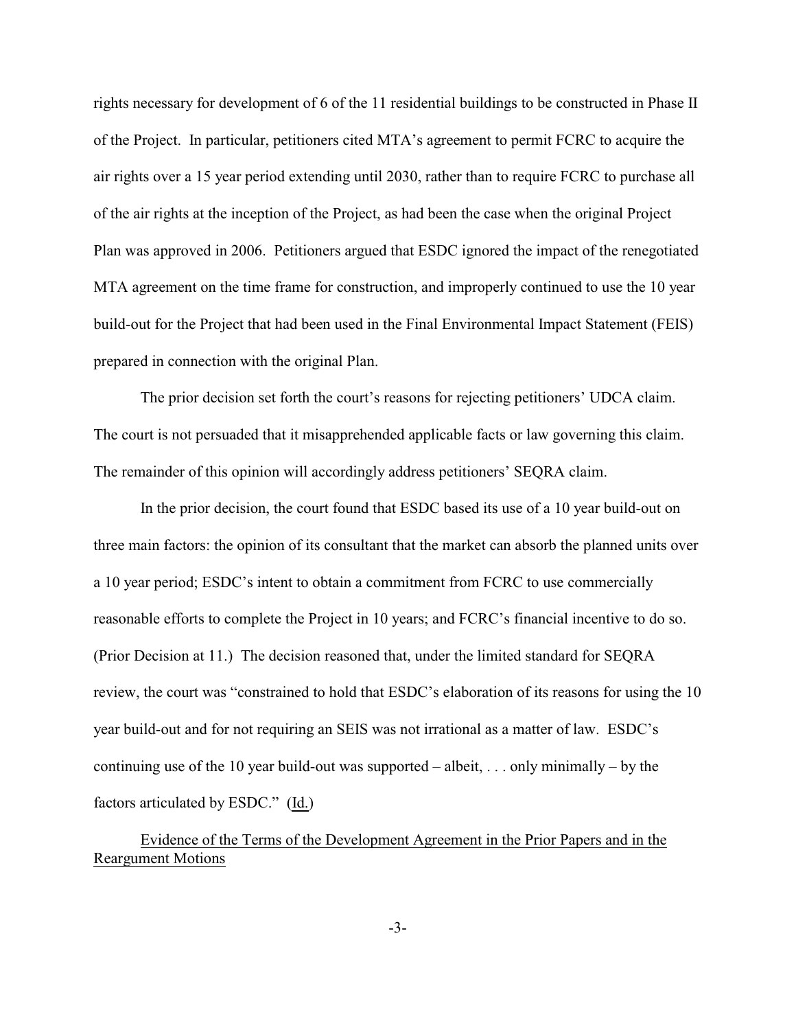rights necessary for development of 6 of the 11 residential buildings to be constructed in Phase II of the Project. In particular, petitioners cited MTA's agreement to permit FCRC to acquire the air rights over a 15 year period extending until 2030, rather than to require FCRC to purchase all of the air rights at the inception of the Project, as had been the case when the original Project Plan was approved in 2006. Petitioners argued that ESDC ignored the impact of the renegotiated MTA agreement on the time frame for construction, and improperly continued to use the 10 year build-out for the Project that had been used in the Final Environmental Impact Statement (FEIS) prepared in connection with the original Plan.

The prior decision set forth the court's reasons for rejecting petitioners' UDCA claim. The court is not persuaded that it misapprehended applicable facts or law governing this claim. The remainder of this opinion will accordingly address petitioners' SEQRA claim.

In the prior decision, the court found that ESDC based its use of a 10 year build-out on three main factors: the opinion of its consultant that the market can absorb the planned units over a 10 year period; ESDC's intent to obtain a commitment from FCRC to use commercially reasonable efforts to complete the Project in 10 years; and FCRC's financial incentive to do so. (Prior Decision at 11.) The decision reasoned that, under the limited standard for SEQRA review, the court was "constrained to hold that ESDC's elaboration of its reasons for using the 10 year build-out and for not requiring an SEIS was not irrational as a matter of law. ESDC's continuing use of the 10 year build-out was supported – albeit, . . . only minimally – by the factors articulated by ESDC." (Id.)

Evidence of the Terms of the Development Agreement in the Prior Papers and in the Reargument Motions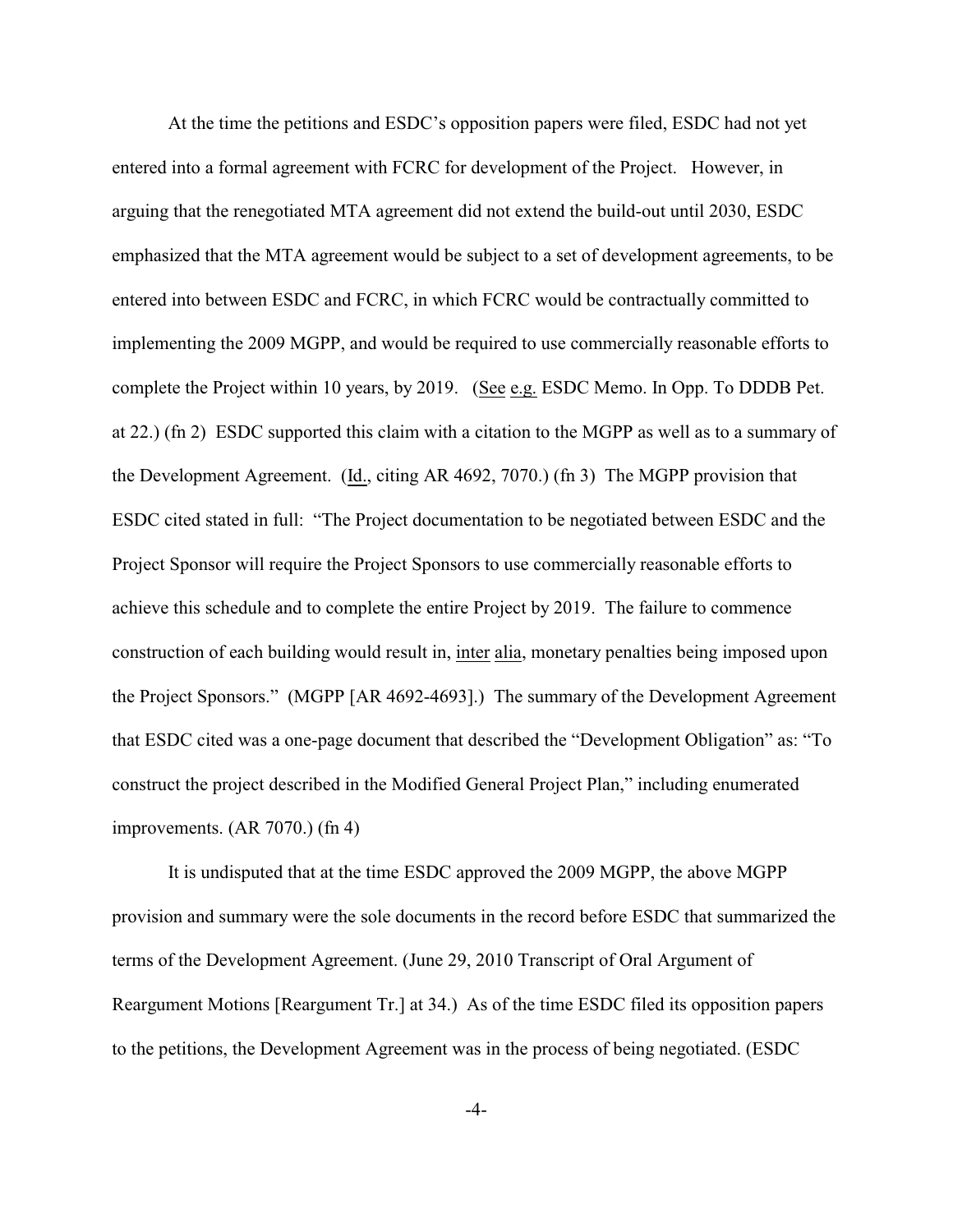At the time the petitions and ESDC's opposition papers were filed, ESDC had not yet entered into a formal agreement with FCRC for development of the Project. However, in arguing that the renegotiated MTA agreement did not extend the build-out until 2030, ESDC emphasized that the MTA agreement would be subject to a set of development agreements, to be entered into between ESDC and FCRC, in which FCRC would be contractually committed to implementing the 2009 MGPP, and would be required to use commercially reasonable efforts to complete the Project within 10 years, by 2019. (See e.g. ESDC Memo. In Opp. To DDDB Pet. at 22.) (fn 2) ESDC supported this claim with a citation to the MGPP as well as to a summary of the Development Agreement. (Id., citing AR 4692, 7070.) (fn 3) The MGPP provision that ESDC cited stated in full: "The Project documentation to be negotiated between ESDC and the Project Sponsor will require the Project Sponsors to use commercially reasonable efforts to achieve this schedule and to complete the entire Project by 2019. The failure to commence construction of each building would result in, inter alia, monetary penalties being imposed upon the Project Sponsors." (MGPP [AR 4692-4693].) The summary of the Development Agreement that ESDC cited was a one-page document that described the "Development Obligation" as: "To construct the project described in the Modified General Project Plan," including enumerated improvements. (AR 7070.) (fn 4)

It is undisputed that at the time ESDC approved the 2009 MGPP, the above MGPP provision and summary were the sole documents in the record before ESDC that summarized the terms of the Development Agreement. (June 29, 2010 Transcript of Oral Argument of Reargument Motions [Reargument Tr.] at 34.) As of the time ESDC filed its opposition papers to the petitions, the Development Agreement was in the process of being negotiated. (ESDC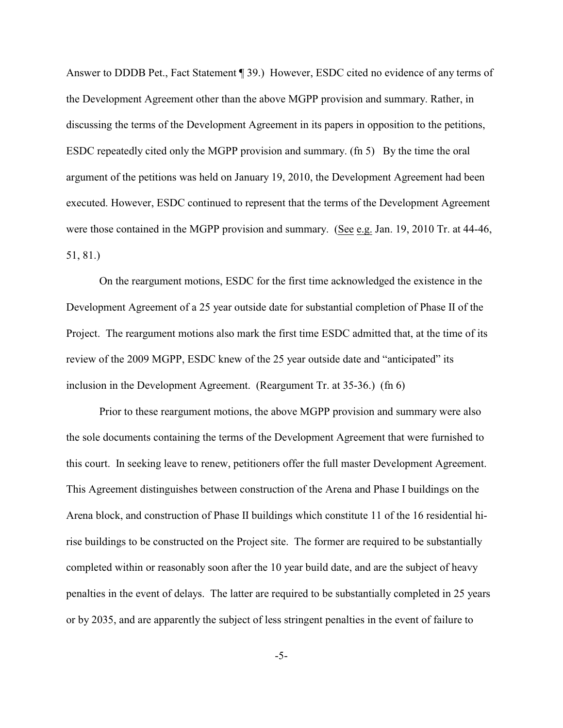Answer to DDDB Pet., Fact Statement ¶ 39.) However, ESDC cited no evidence of any terms of the Development Agreement other than the above MGPP provision and summary. Rather, in discussing the terms of the Development Agreement in its papers in opposition to the petitions, ESDC repeatedly cited only the MGPP provision and summary. (fn 5) By the time the oral argument of the petitions was held on January 19, 2010, the Development Agreement had been executed. However, ESDC continued to represent that the terms of the Development Agreement were those contained in the MGPP provision and summary. (See e.g. Jan. 19, 2010 Tr. at 44-46, 51, 81.)

On the reargument motions, ESDC for the first time acknowledged the existence in the Development Agreement of a 25 year outside date for substantial completion of Phase II of the Project. The reargument motions also mark the first time ESDC admitted that, at the time of its review of the 2009 MGPP, ESDC knew of the 25 year outside date and "anticipated" its inclusion in the Development Agreement. (Reargument Tr. at 35-36.) (fn 6)

Prior to these reargument motions, the above MGPP provision and summary were also the sole documents containing the terms of the Development Agreement that were furnished to this court. In seeking leave to renew, petitioners offer the full master Development Agreement. This Agreement distinguishes between construction of the Arena and Phase I buildings on the Arena block, and construction of Phase II buildings which constitute 11 of the 16 residential hi-rise buildings to be constructed on the Project site. The former are required to be substantially completed within or reasonably soon after the 10 year build date, and are the subject of heavy penalties in the event of delays. The latter are required to be substantially completed in 25 years or by 2035, and are apparently the subject of less stringent penalties in the event of failure to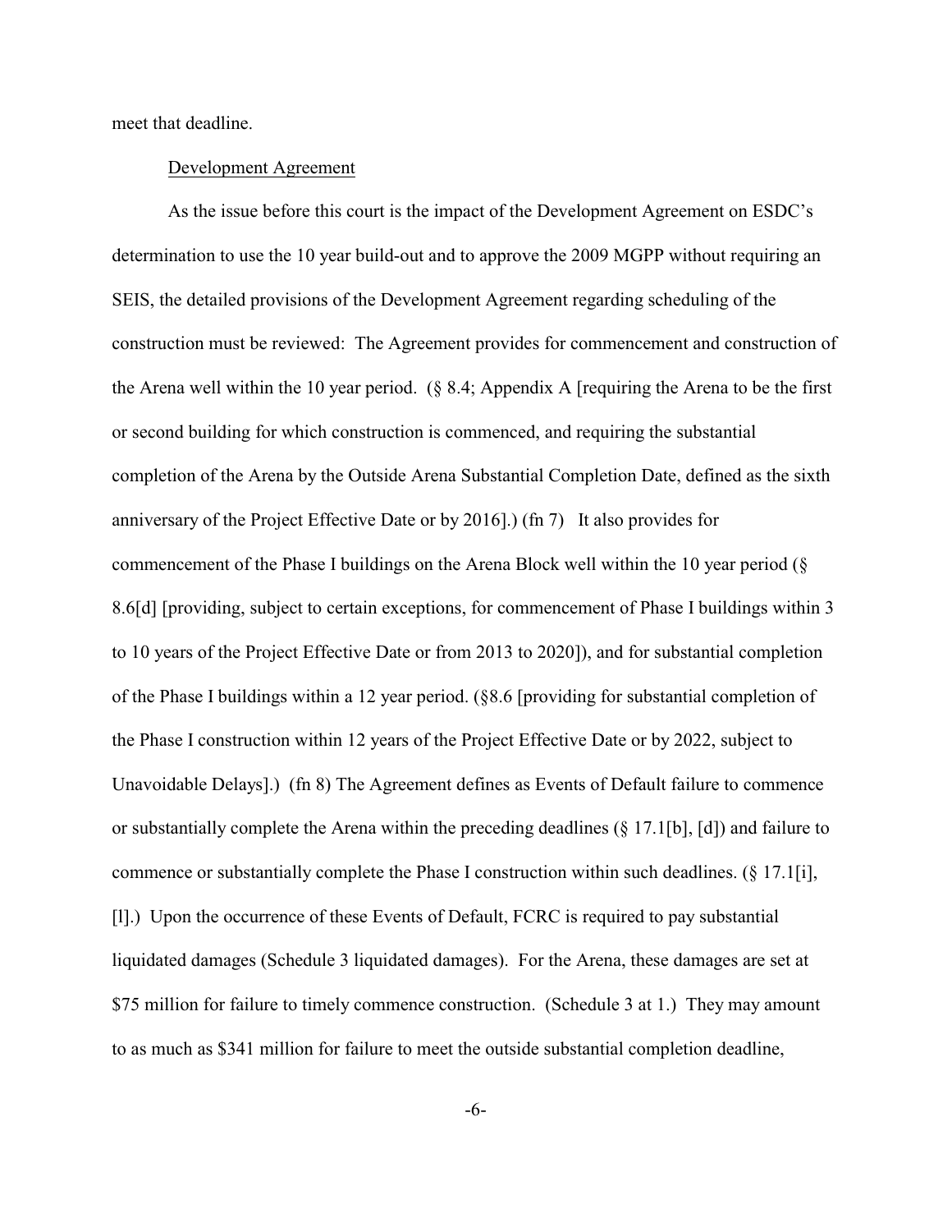meet that deadline.

Development Agreement

As the issue before this court is the impact of the Development Agreement on ESDC's determination to use the 10 year build-out and to approve the 2009 MGPP without requiring an SEIS, the detailed provisions of the Development Agreement regarding scheduling of the construction must be reviewed: The Agreement provides for commencement and construction of the Arena well within the 10 year period. (§ 8.4; Appendix A [requiring the Arena to be the first or second building for which construction is commenced, and requiring the substantial completion of the Arena by the Outside Arena Substantial Completion Date, defined as the sixth anniversary of the Project Effective Date or by 2016].) (fn 7) It also provides for commencement of the Phase I buildings on the Arena Block well within the 10 year period (§ 8.6[d] [providing, subject to certain exceptions, for commencement of Phase I buildings within 3 to 10 years of the Project Effective Date or from 2013 to 2020]), and for substantial completion of the Phase I buildings within a 12 year period. (§8.6 [providing for substantial completion of the Phase I construction within 12 years of the Project Effective Date or by 2022, subject to Unavoidable Delays].) (fn 8) The Agreement defines as Events of Default failure to commence or substantially complete the Arena within the preceding deadlines (§ 17.1[b], [d]) and failure to commence or substantially complete the Phase I construction within such deadlines. (§ 17.1[i], [l].) Upon the occurrence of these Events of Default, FCRC is required to pay substantial liquidated damages (Schedule 3 liquidated damages). For the Arena, these damages are set at $75 million for failure to timely commence construction. (Schedule 3 at 1.) They may amount to as much as $341 million for failure to meet the outside substantial completion deadline,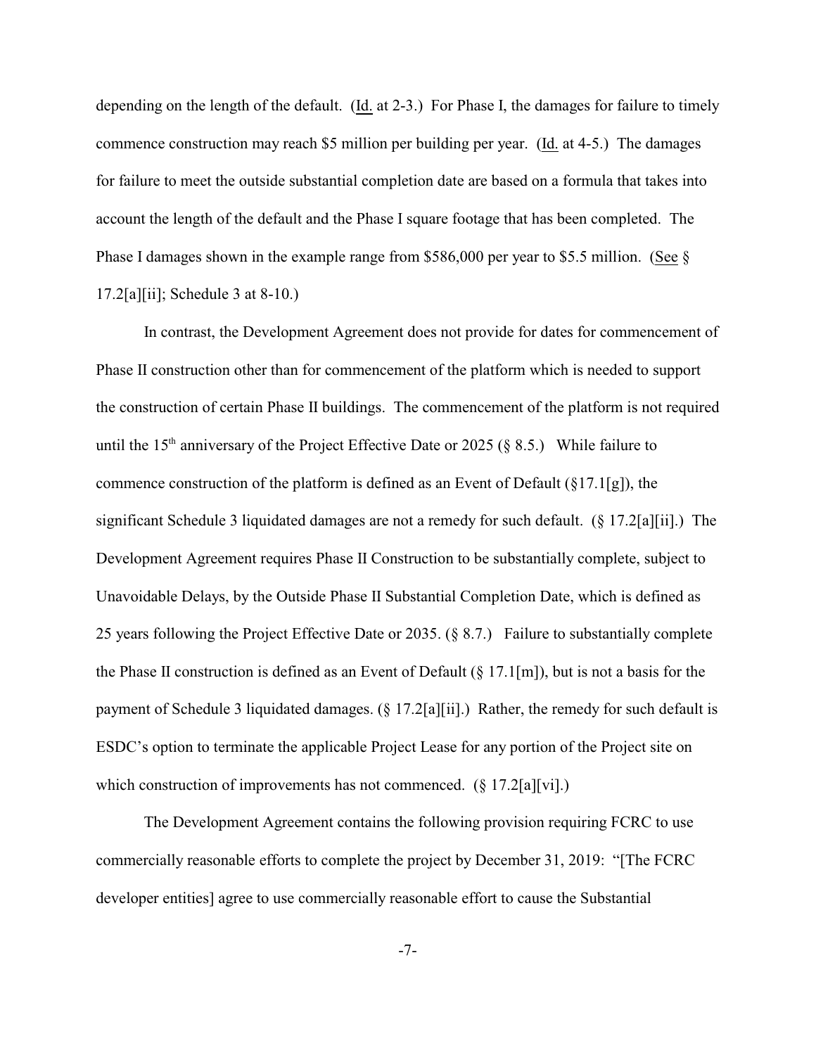depending on the length of the default. (Id. at 2-3.) For Phase I, the damages for failure to timely commence construction may reach $5 million per building per year. (Id. at 4-5.) The damages for failure to meet the outside substantial completion date are based on a formula that takes into account the length of the default and the Phase I square footage that has been completed. The Phase I damages shown in the example range from $586,000 per year to $5.5 million. (See § 17.2[a][ii]; Schedule 3 at 8-10.)

In contrast, the Development Agreement does not provide for dates for commencement of Phase II construction other than for commencement of the platform which is needed to support the construction of certain Phase II buildings. The commencement of the platform is not required until the 15th anniversary of the Project Effective Date or 2025 (§ 8.5.) While failure to commence construction of the platform is defined as an Event of Default (§17.1[g]), the significant Schedule 3 liquidated damages are not a remedy for such default. (§ 17.2[a][ii].) The Development Agreement requires Phase II Construction to be substantially complete, subject to Unavoidable Delays, by the Outside Phase II Substantial Completion Date, which is defined as 25 years following the Project Effective Date or 2035. (§ 8.7.) Failure to substantially complete the Phase II construction is defined as an Event of Default (§ 17.1[m]), but is not a basis for the payment of Schedule 3 liquidated damages. (§ 17.2[a][ii].) Rather, the remedy for such default is ESDC's option to terminate the applicable Project Lease for any portion of the Project site on which construction of improvements has not commenced. (§ 17.2[a][vi].)

The Development Agreement contains the following provision requiring FCRC to use commercially reasonable efforts to complete the project by December 31, 2019: "[The FCRC developer entities] agree to use commercially reasonable effort to cause the Substantial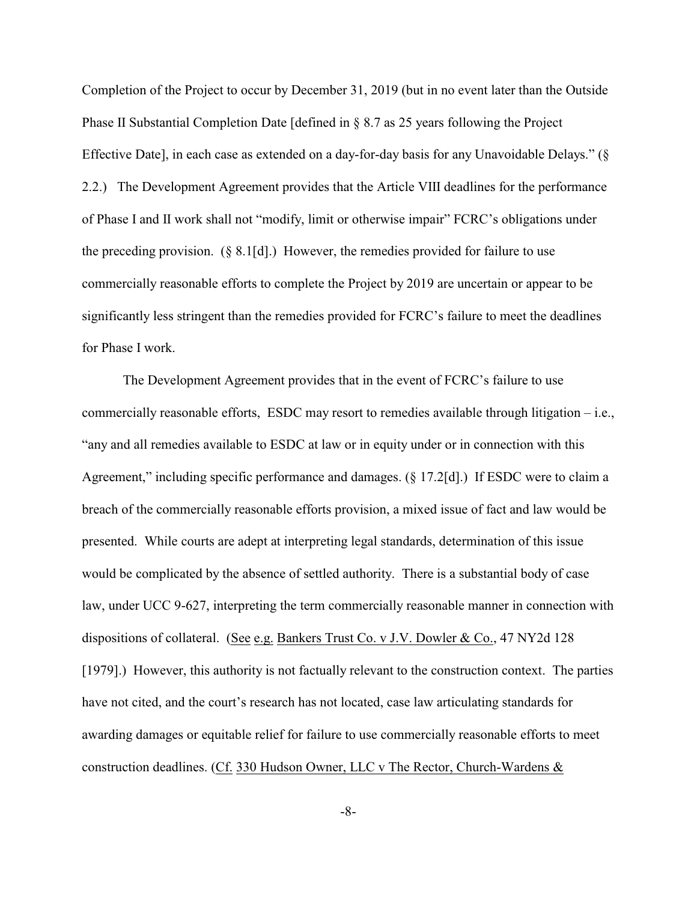Completion of the Project to occur by December 31, 2019 (but in no event later than the Outside Phase II Substantial Completion Date [defined in § 8.7 as 25 years following the Project Effective Date], in each case as extended on a day-for-day basis for any Unavoidable Delays." (§ 2.2.) The Development Agreement provides that the Article VIII deadlines for the performance of Phase I and II work shall not "modify, limit or otherwise impair" FCRC's obligations under the preceding provision. (§ 8.1[d].) However, the remedies provided for failure to use commercially reasonable efforts to complete the Project by 2019 are uncertain or appear to be significantly less stringent than the remedies provided for FCRC's failure to meet the deadlines for Phase I work.

The Development Agreement provides that in the event of FCRC's failure to use commercially reasonable efforts, ESDC may resort to remedies available through litigation – i.e., "any and all remedies available to ESDC at law or in equity under or in connection with this Agreement," including specific performance and damages. (§ 17.2[d].) If ESDC were to claim a breach of the commercially reasonable efforts provision, a mixed issue of fact and law would be presented. While courts are adept at interpreting legal standards, determination of this issue would be complicated by the absence of settled authority. There is a substantial body of case law, under UCC 9-627, interpreting the term commercially reasonable manner in connection with dispositions of collateral. (See e.g. Bankers Trust Co. v J.V. Dowler & Co., 47 NY2d 128 [1979].) However, this authority is not factually relevant to the construction context. The parties have not cited, and the court's research has not located, case law articulating standards for awarding damages or equitable relief for failure to use commercially reasonable efforts to meet construction deadlines. (Cf. 330 Hudson Owner, LLC v The Rector, Church-Wardens &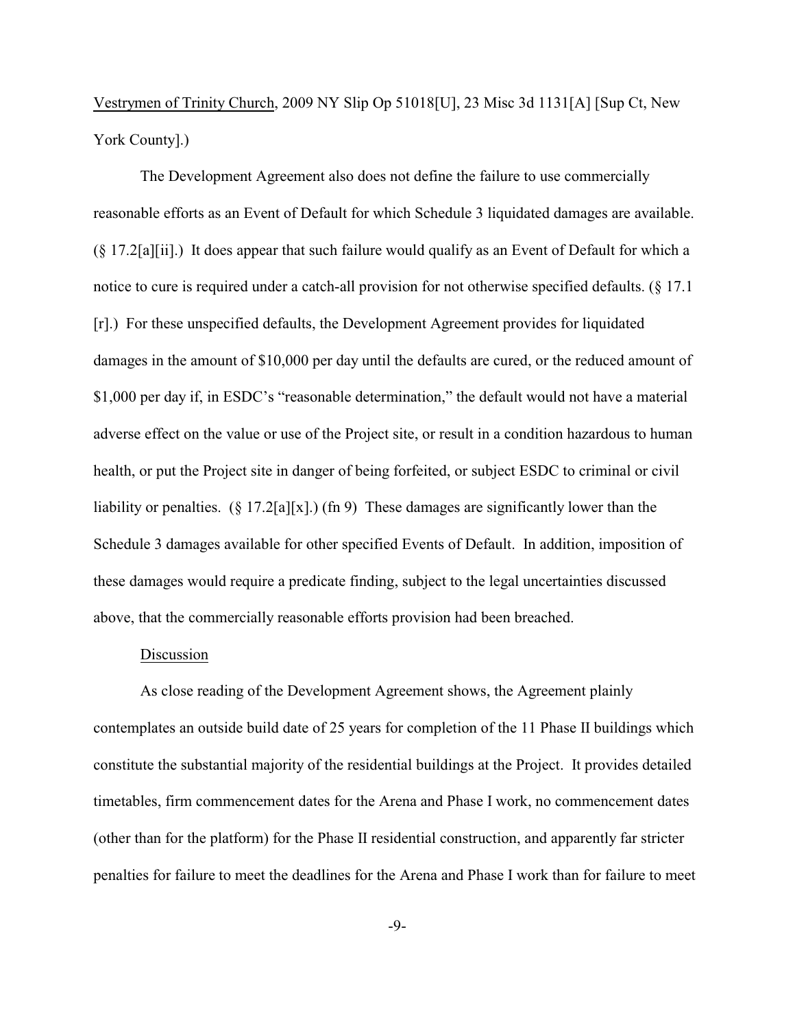Vestrymen of Trinity Church, 2009 NY Slip Op 51018[U], 23 Misc 3d 1131[A] [Sup Ct, New York County].)

The Development Agreement also does not define the failure to use commercially reasonable efforts as an Event of Default for which Schedule 3 liquidated damages are available. (§ 17.2[a][ii].) It does appear that such failure would qualify as an Event of Default for which a notice to cure is required under a catch-all provision for not otherwise specified defaults. (§ 17.1 [r].) For these unspecified defaults, the Development Agreement provides for liquidated damages in the amount of $10,000 per day until the defaults are cured, or the reduced amount of $1,000 per day if, in ESDC's "reasonable determination," the default would not have a material adverse effect on the value or use of the Project site, or result in a condition hazardous to human health, or put the Project site in danger of being forfeited, or subject ESDC to criminal or civil liability or penalties. (§ 17.2[a][x].) (fn 9) These damages are significantly lower than the Schedule 3 damages available for other specified Events of Default. In addition, imposition of these damages would require a predicate finding, subject to the legal uncertainties discussed above, that the commercially reasonable efforts provision had been breached.

Discussion

As close reading of the Development Agreement shows, the Agreement plainly contemplates an outside build date of 25 years for completion of the 11 Phase II buildings which constitute the substantial majority of the residential buildings at the Project. It provides detailed timetables, firm commencement dates for the Arena and Phase I work, no commencement dates (other than for the platform) for the Phase II residential construction, and apparently far stricter penalties for failure to meet the deadlines for the Arena and Phase I work than for failure to meet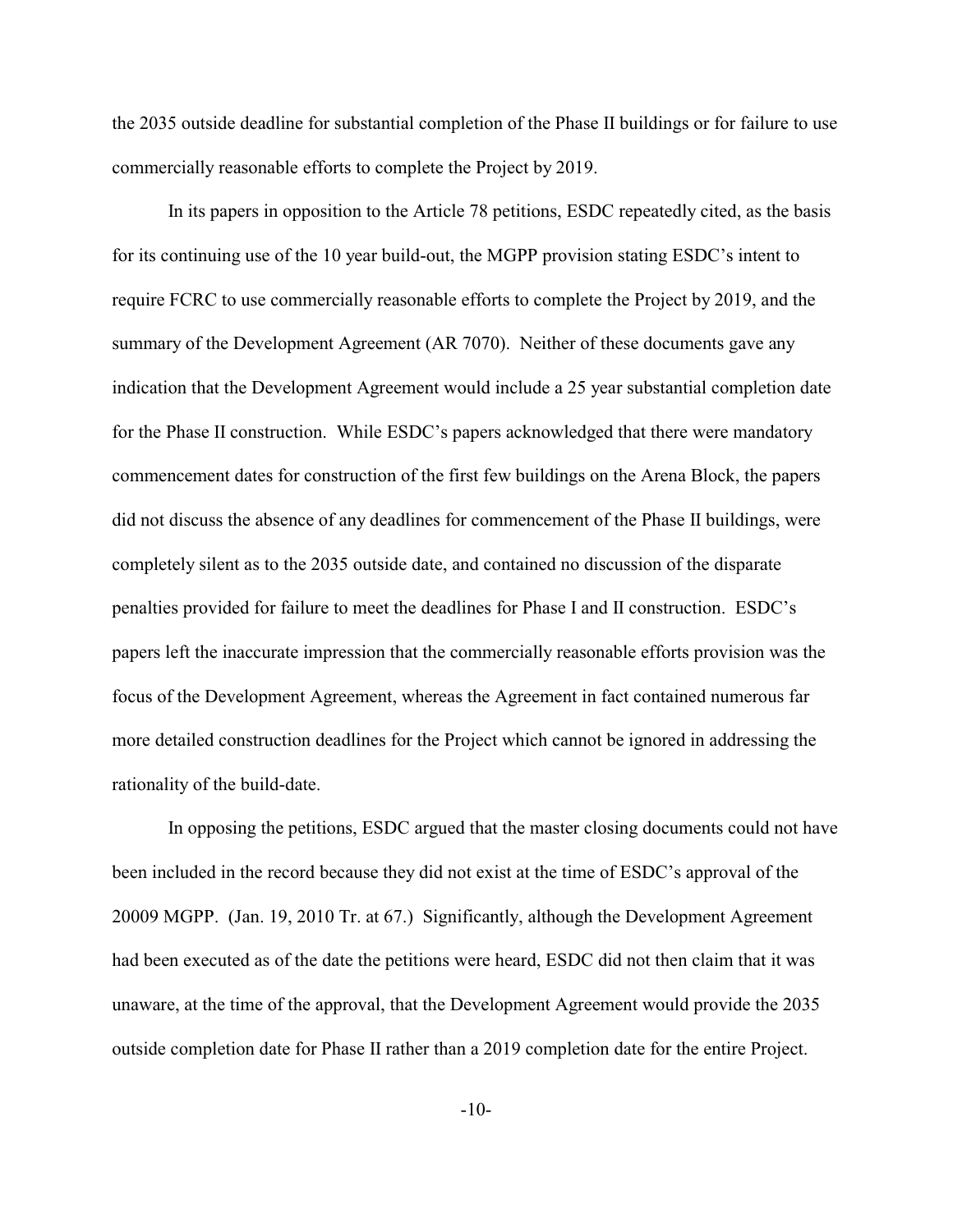the 2035 outside deadline for substantial completion of the Phase II buildings or for failure to use commercially reasonable efforts to complete the Project by 2019.

In its papers in opposition to the Article 78 petitions, ESDC repeatedly cited, as the basis for its continuing use of the 10 year build-out, the MGPP provision stating ESDC's intent to require FCRC to use commercially reasonable efforts to complete the Project by 2019, and the summary of the Development Agreement (AR 7070). Neither of these documents gave any indication that the Development Agreement would include a 25 year substantial completion date for the Phase II construction. While ESDC's papers acknowledged that there were mandatory commencement dates for construction of the first few buildings on the Arena Block, the papers did not discuss the absence of any deadlines for commencement of the Phase II buildings, were completely silent as to the 2035 outside date, and contained no discussion of the disparate penalties provided for failure to meet the deadlines for Phase I and II construction. ESDC's papers left the inaccurate impression that the commercially reasonable efforts provision was the focus of the Development Agreement, whereas the Agreement in fact contained numerous far more detailed construction deadlines for the Project which cannot be ignored in addressing the rationality of the build-date.

In opposing the petitions, ESDC argued that the master closing documents could not have been included in the record because they did not exist at the time of ESDC's approval of the 20009 MGPP. (Jan. 19, 2010 Tr. at 67.) Significantly, although the Development Agreement had been executed as of the date the petitions were heard, ESDC did not then claim that it was unaware, at the time of the approval, that the Development Agreement would provide the 2035 outside completion date for Phase II rather than a 2019 completion date for the entire Project.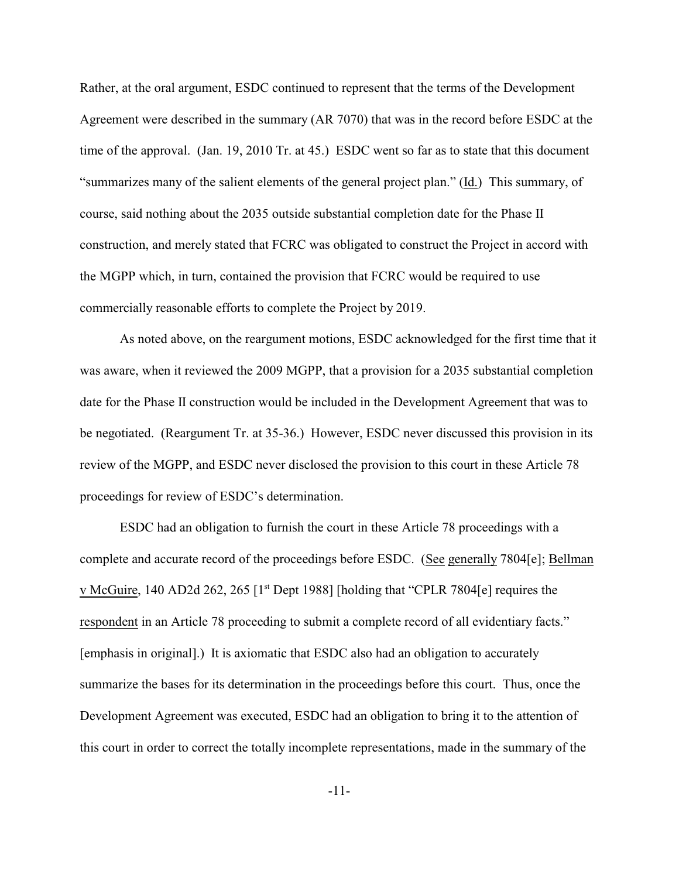Rather, at the oral argument, ESDC continued to represent that the terms of the Development Agreement were described in the summary (AR 7070) that was in the record before ESDC at the time of the approval. (Jan. 19, 2010 Tr. at 45.) ESDC went so far as to state that this document "summarizes many of the salient elements of the general project plan." (Id.) This summary, of course, said nothing about the 2035 outside substantial completion date for the Phase II construction, and merely stated that FCRC was obligated to construct the Project in accord with the MGPP which, in turn, contained the provision that FCRC would be required to use commercially reasonable efforts to complete the Project by 2019.

As noted above, on the reargument motions, ESDC acknowledged for the first time that it was aware, when it reviewed the 2009 MGPP, that a provision for a 2035 substantial completion date for the Phase II construction would be included in the Development Agreement that was to be negotiated. (Reargument Tr. at 35-36.) However, ESDC never discussed this provision in its review of the MGPP, and ESDC never disclosed the provision to this court in these Article 78 proceedings for review of ESDC's determination.

ESDC had an obligation to furnish the court in these Article 78 proceedings with a complete and accurate record of the proceedings before ESDC. (See generally 7804[e]; Bellman v McGuire, 140 AD2d 262, 265 [1st Dept 1988] [holding that "CPLR 7804[e] requires the respondent in an Article 78 proceeding to submit a complete record of all evidentiary facts." [emphasis in original].) It is axiomatic that ESDC also had an obligation to accurately summarize the bases for its determination in the proceedings before this court. Thus, once the Development Agreement was executed, ESDC had an obligation to bring it to the attention of this court in order to correct the totally incomplete representations, made in the summary of the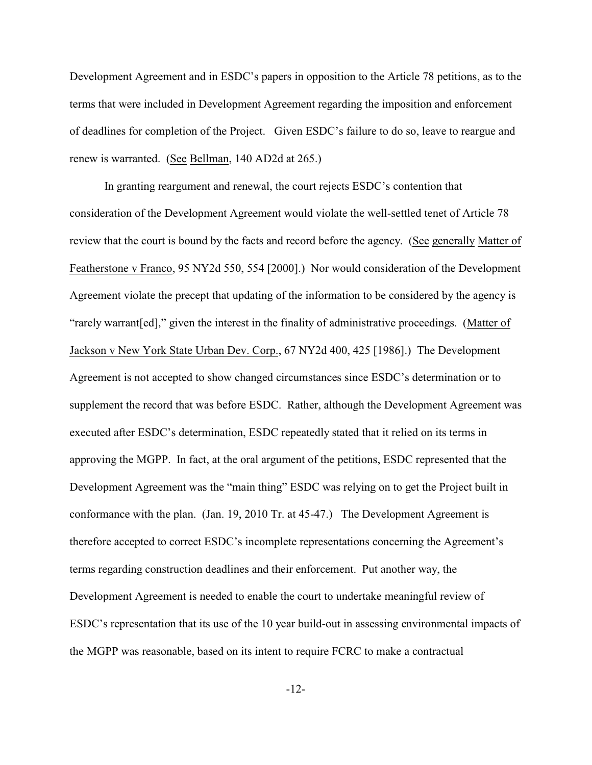Development Agreement and in ESDC's papers in opposition to the Article 78 petitions, as to the terms that were included in Development Agreement regarding the imposition and enforcement of deadlines for completion of the Project. Given ESDC's failure to do so, leave to reargue and renew is warranted. (See Bellman, 140 AD2d at 265.)

In granting reargument and renewal, the court rejects ESDC's contention that consideration of the Development Agreement would violate the well-settled tenet of Article 78 review that the court is bound by the facts and record before the agency. (See generally Matter of Featherstone v Franco, 95 NY2d 550, 554 [2000].) Nor would consideration of the Development Agreement violate the precept that updating of the information to be considered by the agency is "rarely warrant[ed]," given the interest in the finality of administrative proceedings. (Matter of Jackson v New York State Urban Dev. Corp., 67 NY2d 400, 425 [1986].) The Development Agreement is not accepted to show changed circumstances since ESDC's determination or to supplement the record that was before ESDC. Rather, although the Development Agreement was executed after ESDC's determination, ESDC repeatedly stated that it relied on its terms in approving the MGPP. In fact, at the oral argument of the petitions, ESDC represented that the Development Agreement was the "main thing" ESDC was relying on to get the Project built in conformance with the plan. (Jan. 19, 2010 Tr. at 45-47.) The Development Agreement is therefore accepted to correct ESDC's incomplete representations concerning the Agreement's terms regarding construction deadlines and their enforcement. Put another way, the Development Agreement is needed to enable the court to undertake meaningful review of ESDC's representation that its use of the 10 year build-out in assessing environmental impacts of the MGPP was reasonable, based on its intent to require FCRC to make a contractual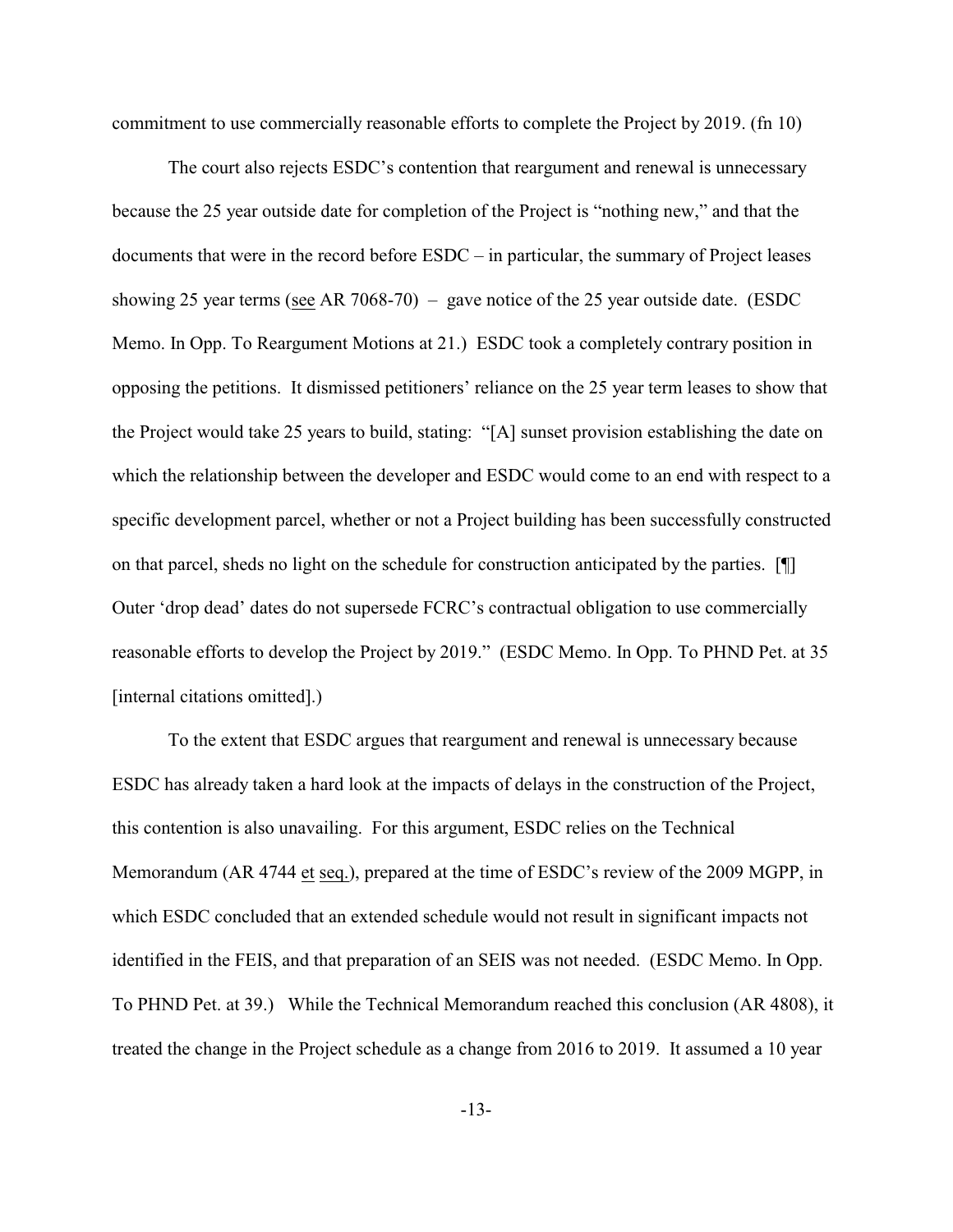commitment to use commercially reasonable efforts to complete the Project by 2019. (fn 10)

The court also rejects ESDC's contention that reargument and renewal is unnecessary because the 25 year outside date for completion of the Project is "nothing new," and that the documents that were in the record before ESDC – in particular, the summary of Project leases showing 25 year terms (see AR 7068-70) – gave notice of the 25 year outside date. (ESDC Memo. In Opp. To Reargument Motions at 21.) ESDC took a completely contrary position in opposing the petitions. It dismissed petitioners' reliance on the 25 year term leases to show that the Project would take 25 years to build, stating: "[A] sunset provision establishing the date on which the relationship between the developer and ESDC would come to an end with respect to a specific development parcel, whether or not a Project building has been successfully constructed on that parcel, sheds no light on the schedule for construction anticipated by the parties. [¶] Outer 'drop dead' dates do not supersede FCRC's contractual obligation to use commercially reasonable efforts to develop the Project by 2019." (ESDC Memo. In Opp. To PHND Pet. at 35 [internal citations omitted].)

To the extent that ESDC argues that reargument and renewal is unnecessary because ESDC has already taken a hard look at the impacts of delays in the construction of the Project, this contention is also unavailing. For this argument, ESDC relies on the Technical Memorandum (AR 4744 et seq.), prepared at the time of ESDC's review of the 2009 MGPP, in which ESDC concluded that an extended schedule would not result in significant impacts not identified in the FEIS, and that preparation of an SEIS was not needed. (ESDC Memo. In Opp. To PHND Pet. at 39.) While the Technical Memorandum reached this conclusion (AR 4808), it treated the change in the Project schedule as a change from 2016 to 2019. It assumed a 10 year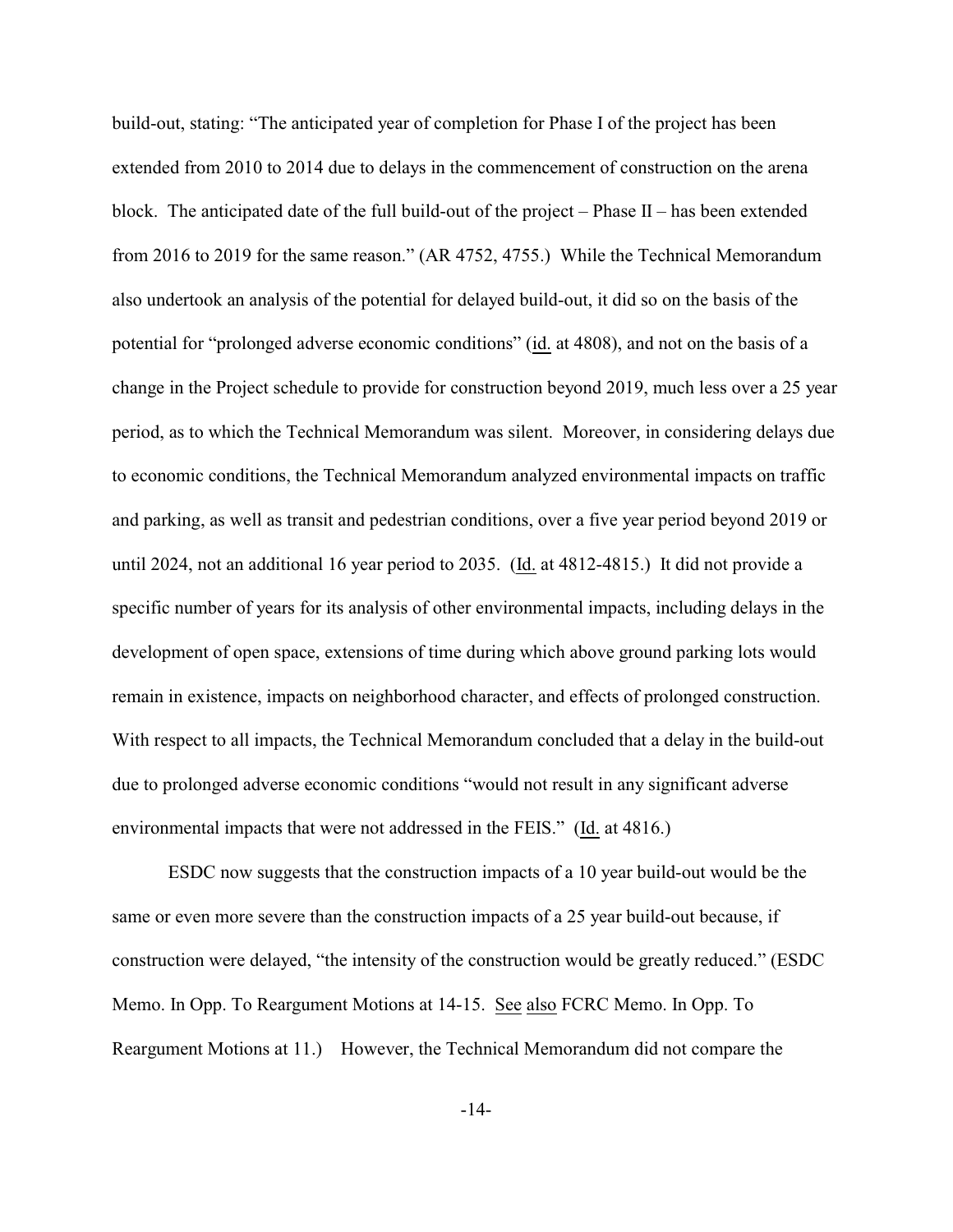build-out, stating: "The anticipated year of completion for Phase I of the project has been extended from 2010 to 2014 due to delays in the commencement of construction on the arena block. The anticipated date of the full build-out of the project – Phase II – has been extended from 2016 to 2019 for the same reason." (AR 4752, 4755.) While the Technical Memorandum also undertook an analysis of the potential for delayed build-out, it did so on the basis of the potential for "prolonged adverse economic conditions" (id. at 4808), and not on the basis of a change in the Project schedule to provide for construction beyond 2019, much less over a 25 year period, as to which the Technical Memorandum was silent. Moreover, in considering delays due to economic conditions, the Technical Memorandum analyzed environmental impacts on traffic and parking, as well as transit and pedestrian conditions, over a five year period beyond 2019 or until 2024, not an additional 16 year period to 2035. (Id. at 4812-4815.) It did not provide a specific number of years for its analysis of other environmental impacts, including delays in the development of open space, extensions of time during which above ground parking lots would remain in existence, impacts on neighborhood character, and effects of prolonged construction. With respect to all impacts, the Technical Memorandum concluded that a delay in the build-out due to prolonged adverse economic conditions "would not result in any significant adverse environmental impacts that were not addressed in the FEIS." (Id. at 4816.)

ESDC now suggests that the construction impacts of a 10 year build-out would be the same or even more severe than the construction impacts of a 25 year build-out because, if construction were delayed, "the intensity of the construction would be greatly reduced." (ESDC Memo. In Opp. To Reargument Motions at 14-15. See also FCRC Memo. In Opp. To Reargument Motions at 11.) However, the Technical Memorandum did not compare the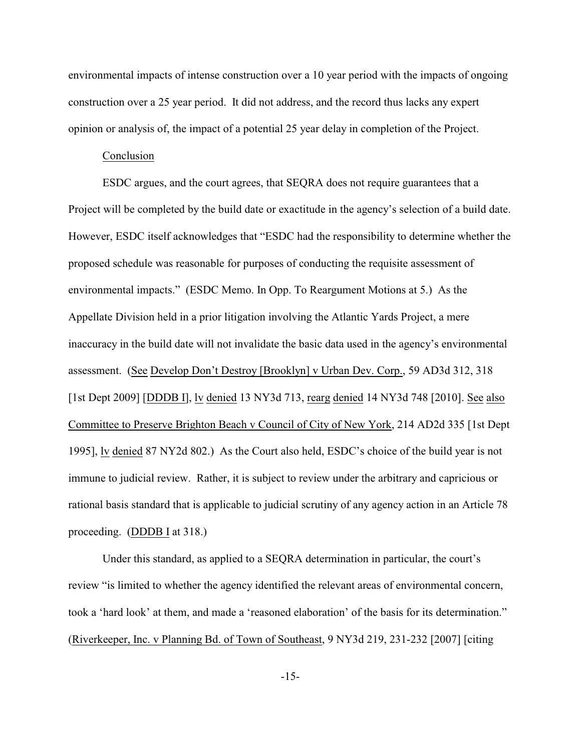environmental impacts of intense construction over a 10 year period with the impacts of ongoing construction over a 25 year period. It did not address, and the record thus lacks any expert opinion or analysis of, the impact of a potential 25 year delay in completion of the Project.

Conclusion

ESDC argues, and the court agrees, that SEQRA does not require guarantees that a Project will be completed by the build date or exactitude in the agency's selection of a build date. However, ESDC itself acknowledges that "ESDC had the responsibility to determine whether the proposed schedule was reasonable for purposes of conducting the requisite assessment of environmental impacts." (ESDC Memo. In Opp. To Reargument Motions at 5.) As the Appellate Division held in a prior litigation involving the Atlantic Yards Project, a mere inaccuracy in the build date will not invalidate the basic data used in the agency's environmental assessment. (See Develop Don't Destroy [Brooklyn] v Urban Dev. Corp., 59 AD3d 312, 318 [1st Dept 2009] [DDDB I], lv denied 13 NY3d 713, rearg denied 14 NY3d 748 [2010]. See also Committee to Preserve Brighton Beach v Council of City of New York, 214 AD2d 335 [1st Dept 1995], lv denied 87 NY2d 802.) As the Court also held, ESDC's choice of the build year is not immune to judicial review. Rather, it is subject to review under the arbitrary and capricious or rational basis standard that is applicable to judicial scrutiny of any agency action in an Article 78 proceeding. (DDDB I at 318.)

Under this standard, as applied to a SEQRA determination in particular, the court's review "is limited to whether the agency identified the relevant areas of environmental concern, took a 'hard look' at them, and made a 'reasoned elaboration' of the basis for its determination." (Riverkeeper, Inc. v Planning Bd. of Town of Southeast, 9 NY3d 219, 231-232 [2007] [citing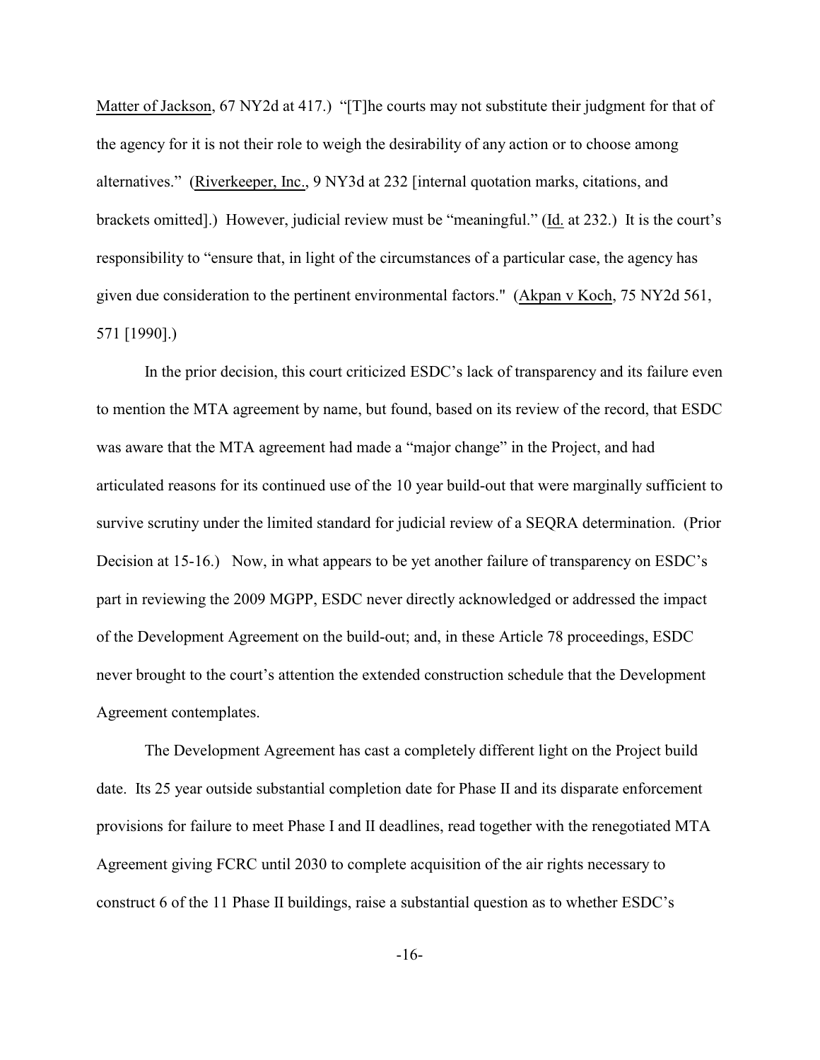Matter of Jackson, 67 NY2d at 417.) "[T]he courts may not substitute their judgment for that of the agency for it is not their role to weigh the desirability of any action or to choose among alternatives." (Riverkeeper, Inc., 9 NY3d at 232 [internal quotation marks, citations, and brackets omitted].) However, judicial review must be "meaningful." (Id. at 232.) It is the court's responsibility to "ensure that, in light of the circumstances of a particular case, the agency has given due consideration to the pertinent environmental factors." (Akpan v Koch, 75 NY2d 561, 571 [1990].)

In the prior decision, this court criticized ESDC's lack of transparency and its failure even to mention the MTA agreement by name, but found, based on its review of the record, that ESDC was aware that the MTA agreement had made a "major change" in the Project, and had articulated reasons for its continued use of the 10 year build-out that were marginally sufficient to survive scrutiny under the limited standard for judicial review of a SEQRA determination. (Prior Decision at 15-16.) Now, in what appears to be yet another failure of transparency on ESDC's part in reviewing the 2009 MGPP, ESDC never directly acknowledged or addressed the impact of the Development Agreement on the build-out; and, in these Article 78 proceedings, ESDC never brought to the court's attention the extended construction schedule that the Development Agreement contemplates.

The Development Agreement has cast a completely different light on the Project build date. Its 25 year outside substantial completion date for Phase II and its disparate enforcement provisions for failure to meet Phase I and II deadlines, read together with the renegotiated MTA Agreement giving FCRC until 2030 to complete acquisition of the air rights necessary to construct 6 of the 11 Phase II buildings, raise a substantial question as to whether ESDC's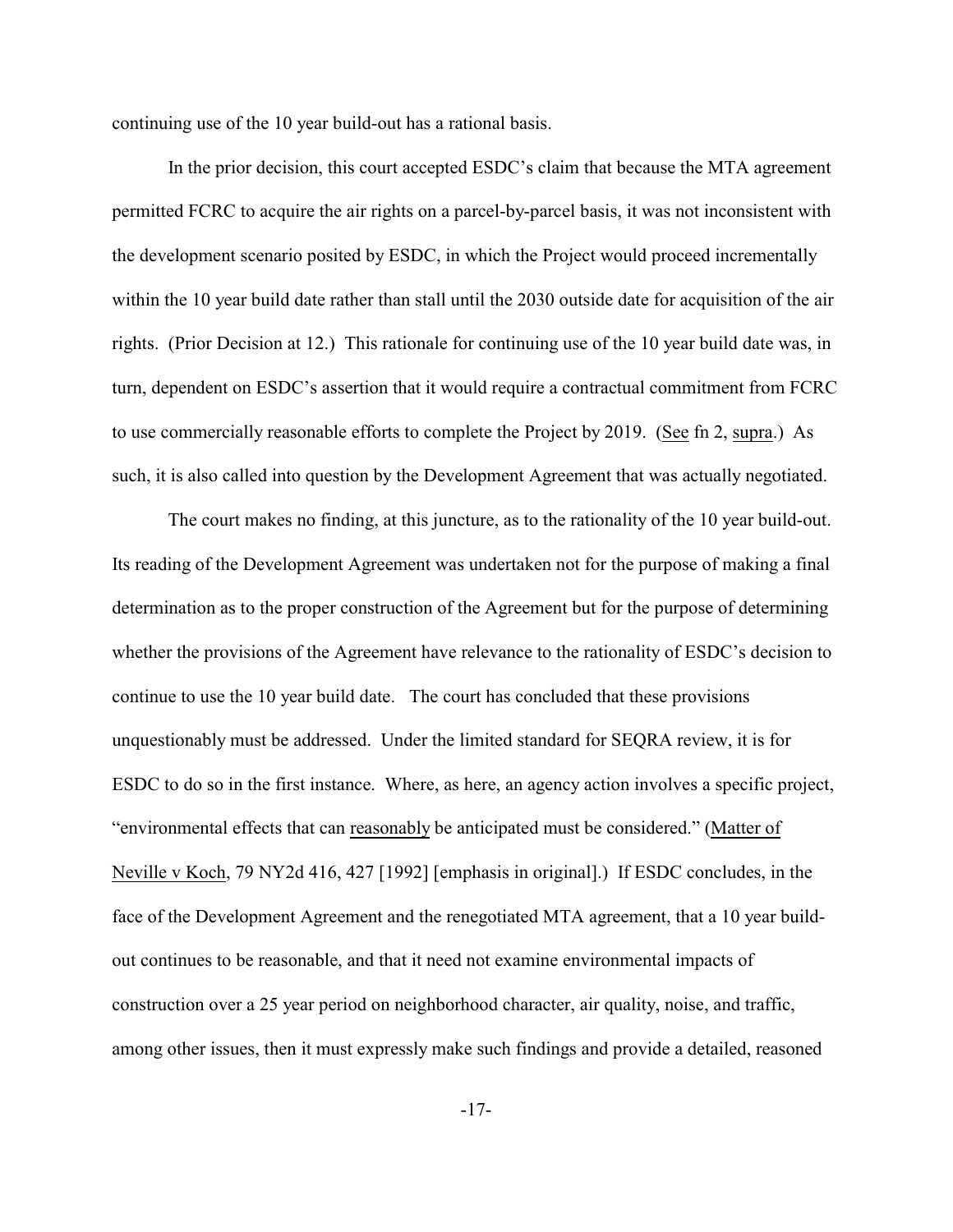continuing use of the 10 year build-out has a rational basis.

In the prior decision, this court accepted ESDC's claim that because the MTA agreement permitted FCRC to acquire the air rights on a parcel-by-parcel basis, it was not inconsistent with the development scenario posited by ESDC, in which the Project would proceed incrementally within the 10 year build date rather than stall until the 2030 outside date for acquisition of the air rights. (Prior Decision at 12.) This rationale for continuing use of the 10 year build date was, in turn, dependent on ESDC's assertion that it would require a contractual commitment from FCRC to use commercially reasonable efforts to complete the Project by 2019. (See fn 2, supra.) As such, it is also called into question by the Development Agreement that was actually negotiated.

The court makes no finding, at this juncture, as to the rationality of the 10 year build-out. Its reading of the Development Agreement was undertaken not for the purpose of making a final determination as to the proper construction of the Agreement but for the purpose of determining whether the provisions of the Agreement have relevance to the rationality of ESDC's decision to continue to use the 10 year build date. The court has concluded that these provisions unquestionably must be addressed. Under the limited standard for SEQRA review, it is for ESDC to do so in the first instance. Where, as here, an agency action involves a specific project, "environmental effects that can reasonably be anticipated must be considered." (Matter of Neville v Koch, 79 NY2d 416, 427 [1992] [emphasis in original].) If ESDC concludes, in the face of the Development Agreement and the renegotiated MTA agreement, that a 10 year build-out continues to be reasonable, and that it need not examine environmental impacts of construction over a 25 year period on neighborhood character, air quality, noise, and traffic, among other issues, then it must expressly make such findings and provide a detailed, reasoned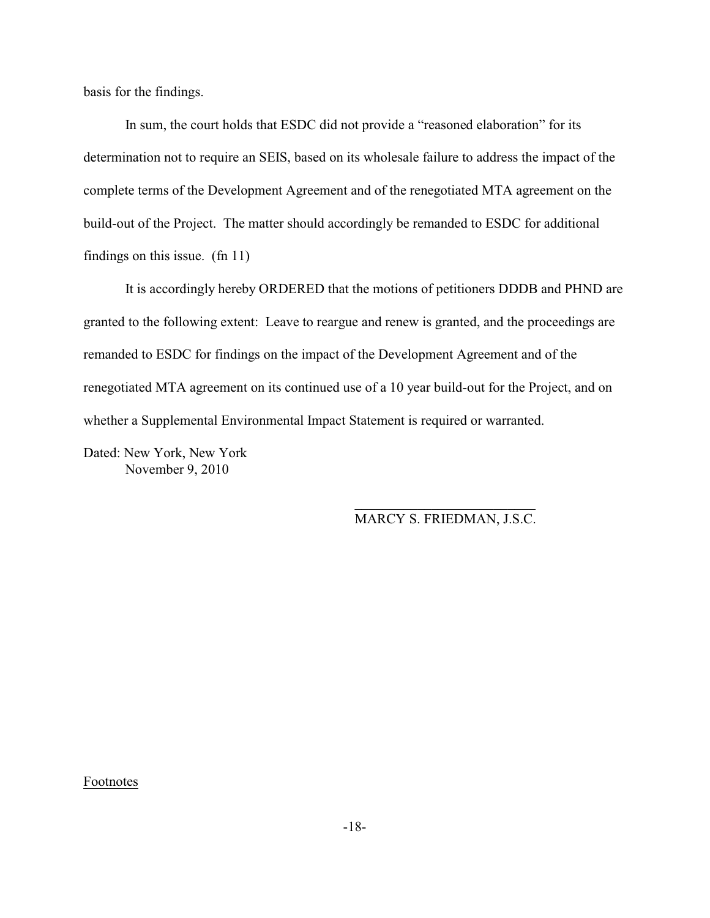basis for the findings.

In sum, the court holds that ESDC did not provide a "reasoned elaboration" for its determination not to require an SEIS, based on its wholesale failure to address the impact of the complete terms of the Development Agreement and of the renegotiated MTA agreement on the build-out of the Project. The matter should accordingly be remanded to ESDC for additional findings on this issue. (fn 11)

It is accordingly hereby ORDERED that the motions of petitioners DDDB and PHND are granted to the following extent: Leave to reargue and renew is granted, and the proceedings are remanded to ESDC for findings on the impact of the Development Agreement and of the renegotiated MTA agreement on its continued use of a 10 year build-out for the Project, and on whether a Supplemental Environmental Impact Statement is required or warranted.

Dated: New York, New York
November 9, 2010

MARCY S. FRIEDMAN, J.S.C.

Footnotes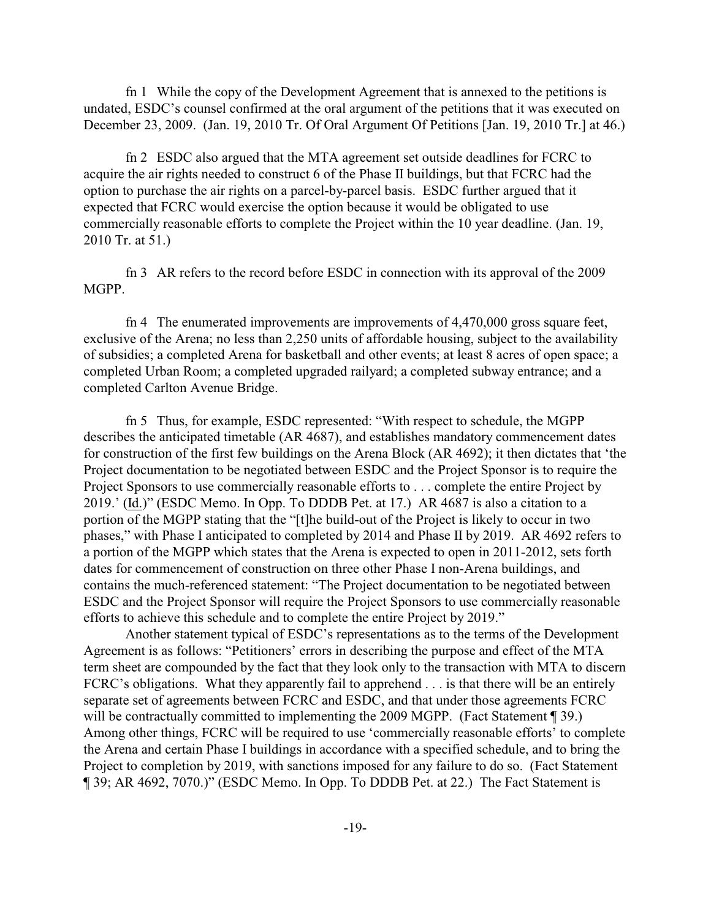fn 1 While the copy of the Development Agreement that is annexed to the petitions is undated, ESDC's counsel confirmed at the oral argument of the petitions that it was executed on December 23, 2009. (Jan. 19, 2010 Tr. Of Oral Argument Of Petitions [Jan. 19, 2010 Tr.] at 46.)

fn 2 ESDC also argued that the MTA agreement set outside deadlines for FCRC to acquire the air rights needed to construct 6 of the Phase II buildings, but that FCRC had the option to purchase the air rights on a parcel-by-parcel basis. ESDC further argued that it expected that FCRC would exercise the option because it would be obligated to use commercially reasonable efforts to complete the Project within the 10 year deadline. (Jan. 19, 2010 Tr. at 51.)

fn 3 AR refers to the record before ESDC in connection with its approval of the 2009 MGPP.

fn 4 The enumerated improvements are improvements of 4,470,000 gross square feet, exclusive of the Arena; no less than 2,250 units of affordable housing, subject to the availability of subsidies; a completed Arena for basketball and other events; at least 8 acres of open space; a completed Urban Room; a completed upgraded railyard; a completed subway entrance; and a completed Carlton Avenue Bridge.

fn 5 Thus, for example, ESDC represented: "With respect to schedule, the MGPP describes the anticipated timetable (AR 4687), and establishes mandatory commencement dates for construction of the first few buildings on the Arena Block (AR 4692); it then dictates that 'the Project documentation to be negotiated between ESDC and the Project Sponsor is to require the Project Sponsors to use commercially reasonable efforts to . . . complete the entire Project by 2019.' (Id.)" (ESDC Memo. In Opp. To DDDB Pet. at 17.) AR 4687 is also a citation to a portion of the MGPP stating that the "[t]he build-out of the Project is likely to occur in two phases," with Phase I anticipated to completed by 2014 and Phase II by 2019. AR 4692 refers to a portion of the MGPP which states that the Arena is expected to open in 2011-2012, sets forth dates for commencement of construction on three other Phase I non-Arena buildings, and contains the much-referenced statement: "The Project documentation to be negotiated between ESDC and the Project Sponsor will require the Project Sponsors to use commercially reasonable efforts to achieve this schedule and to complete the entire Project by 2019."

Another statement typical of ESDC's representations as to the terms of the Development Agreement is as follows: "Petitioners' errors in describing the purpose and effect of the MTA term sheet are compounded by the fact that they look only to the transaction with MTA to discern FCRC's obligations. What they apparently fail to apprehend . . . is that there will be an entirely separate set of agreements between FCRC and ESDC, and that under those agreements FCRC will be contractually committed to implementing the 2009 MGPP. (Fact Statement ¶ 39.) Among other things, FCRC will be required to use 'commercially reasonable efforts' to complete the Arena and certain Phase I buildings in accordance with a specified schedule, and to bring the Project to completion by 2019, with sanctions imposed for any failure to do so. (Fact Statement ¶ 39; AR 4692, 7070.)" (ESDC Memo. In Opp. To DDDB Pet. at 22.) The Fact Statement is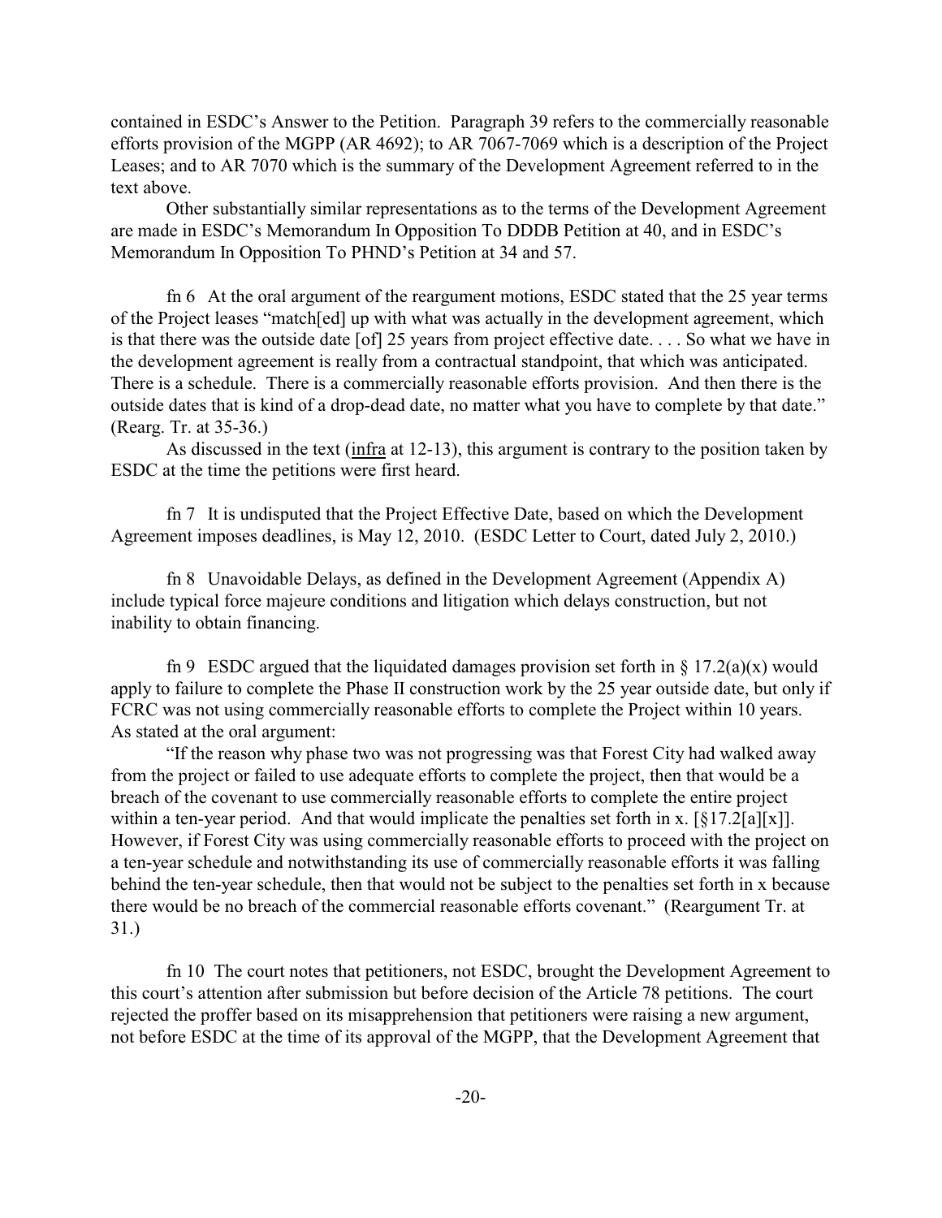contained in ESDC's Answer to the Petition. Paragraph 39 refers to the commercially reasonable efforts provision of the MGPP (AR 4692); to AR 7067-7069 which is a description of the Project Leases; and to AR 7070 which is the summary of the Development Agreement referred to in the text above.

Other substantially similar representations as to the terms of the Development Agreement are made in ESDC's Memorandum In Opposition To DDDB Petition at 40, and in ESDC's Memorandum In Opposition To PHND's Petition at 34 and 57.

fn 6 At the oral argument of the reargument motions, ESDC stated that the 25 year terms of the Project leases "match[ed] up with what was actually in the development agreement, which is that there was the outside date [of] 25 years from project effective date. . . . So what we have in the development agreement is really from a contractual standpoint, that which was anticipated. There is a schedule. There is a commercially reasonable efforts provision. And then there is the outside dates that is kind of a drop-dead date, no matter what you have to complete by that date." (Rearg. Tr. at 35-36.)

As discussed in the text (infra at 12-13), this argument is contrary to the position taken by ESDC at the time the petitions were first heard.

fn 7 It is undisputed that the Project Effective Date, based on which the Development Agreement imposes deadlines, is May 12, 2010. (ESDC Letter to Court, dated July 2, 2010.)

fn 8 Unavoidable Delays, as defined in the Development Agreement (Appendix A) include typical force majeure conditions and litigation which delays construction, but not inability to obtain financing.

fn 9 ESDC argued that the liquidated damages provision set forth in § 17.2(a)(x) would apply to failure to complete the Phase II construction work by the 25 year outside date, but only if FCRC was not using commercially reasonable efforts to complete the Project within 10 years. As stated at the oral argument:

"If the reason why phase two was not progressing was that Forest City had walked away from the project or failed to use adequate efforts to complete the project, then that would be a breach of the covenant to use commercially reasonable efforts to complete the entire project within a ten-year period. And that would implicate the penalties set forth in x. [§17.2[a][x]]. However, if Forest City was using commercially reasonable efforts to proceed with the project on a ten-year schedule and notwithstanding its use of commercially reasonable efforts it was falling behind the ten-year schedule, then that would not be subject to the penalties set forth in x because there would be no breach of the commercial reasonable efforts covenant." (Reargument Tr. at 31.)

fn 10 The court notes that petitioners, not ESDC, brought the Development Agreement to this court's attention after submission but before decision of the Article 78 petitions. The court rejected the proffer based on its misapprehension that petitioners were raising a new argument, not before ESDC at the time of its approval of the MGPP, that the Development Agreement that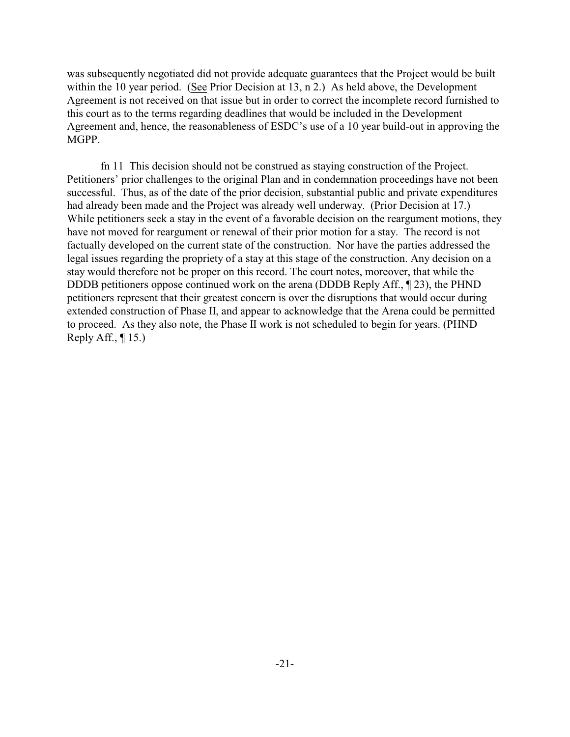was subsequently negotiated did not provide adequate guarantees that the Project would be built within the 10 year period. (See Prior Decision at 13, n 2.) As held above, the Development Agreement is not received on that issue but in order to correct the incomplete record furnished to this court as to the terms regarding deadlines that would be included in the Development Agreement and, hence, the reasonableness of ESDC's use of a 10 year build-out in approving the MGPP.

fn 11 This decision should not be construed as staying construction of the Project. Petitioners' prior challenges to the original Plan and in condemnation proceedings have not been successful. Thus, as of the date of the prior decision, substantial public and private expenditures had already been made and the Project was already well underway. (Prior Decision at 17.) While petitioners seek a stay in the event of a favorable decision on the reargument motions, they have not moved for reargument or renewal of their prior motion for a stay. The record is not factually developed on the current state of the construction. Nor have the parties addressed the legal issues regarding the propriety of a stay at this stage of the construction. Any decision on a stay would therefore not be proper on this record. The court notes, moreover, that while the DDDB petitioners oppose continued work on the arena (DDDB Reply Aff., ¶ 23), the PHND petitioners represent that their greatest concern is over the disruptions that would occur during extended construction of Phase II, and appear to acknowledge that the Arena could be permitted to proceed. As they also note, the Phase II work is not scheduled to begin for years. (PHND Reply Aff., ¶ 15.)